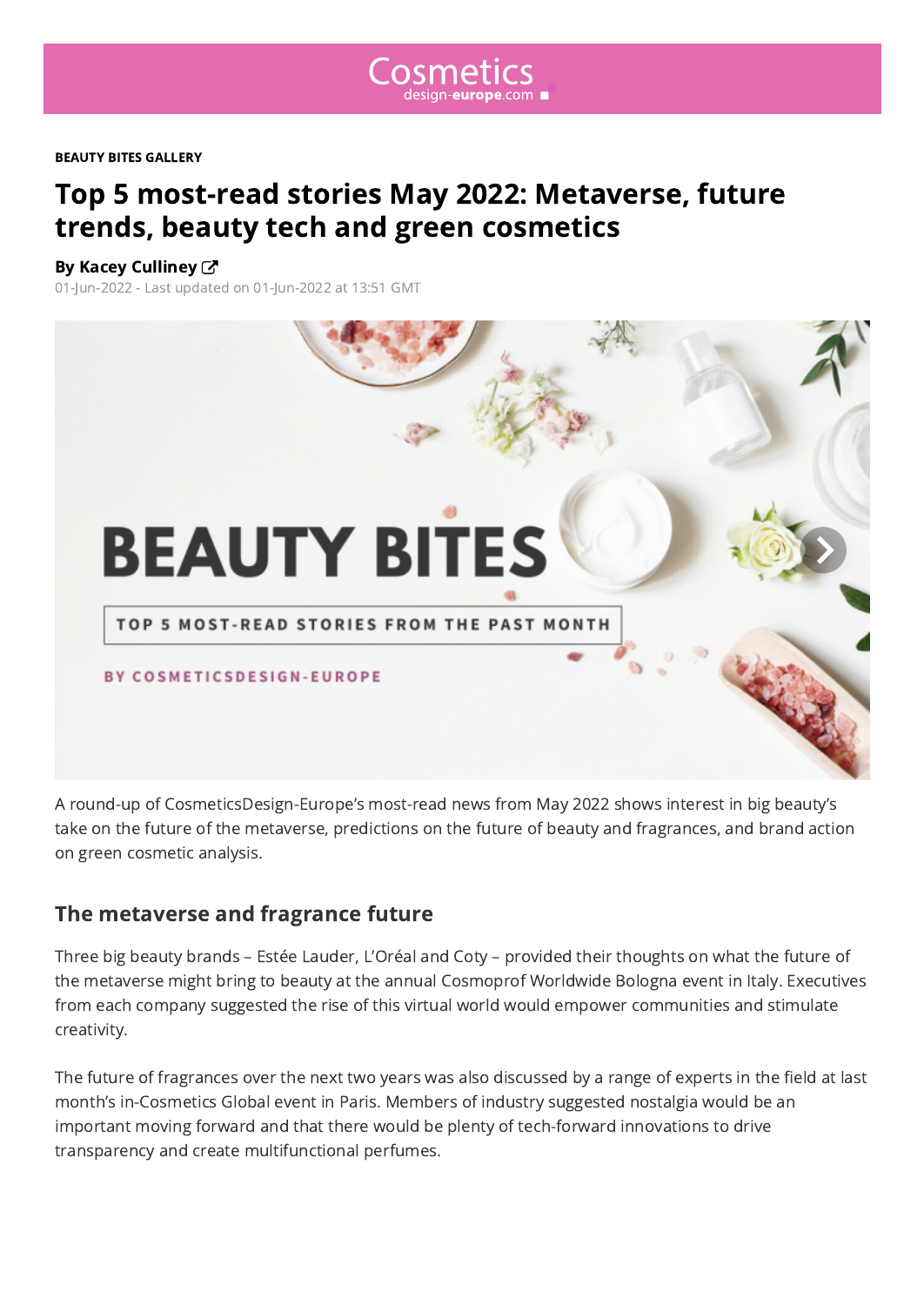BEAUTY BITES GALLERY

# Top 5 most-read stories May 2022: Metaverse, future trends, beauty tech and green cosmetics

**By Kacey Culliney**

01-Jun-2022 - Last updated on 01-Jun-2022 at 13:51 GMT

A round-up of CosmeticsDesign-Europe's most-read news from May 2022 shows interest in big beauty's take on the future of the metaverse, predictions on the future of beauty and fragrances, and brand action on green cosmetic analysis.

## The metaverse and fragrance future

Three big beauty brands – Estée Lauder, L'Oréal and Coty – provided their thoughts on what the future of the metaverse might bring to beauty at the annual Cosmoprof Worldwide Bologna event in Italy. Executives from each company suggested the rise of this virtual world would empower communities and stimulate creativity.

The future of fragrances over the next two years was also discussed by a range of experts in the field at last month's in-Cosmetics Global event in Paris. Members of industry suggested nostalgia would be an important moving forward and that there would be plenty of tech-forward innovations to drive transparency and create multifunctional perfumes.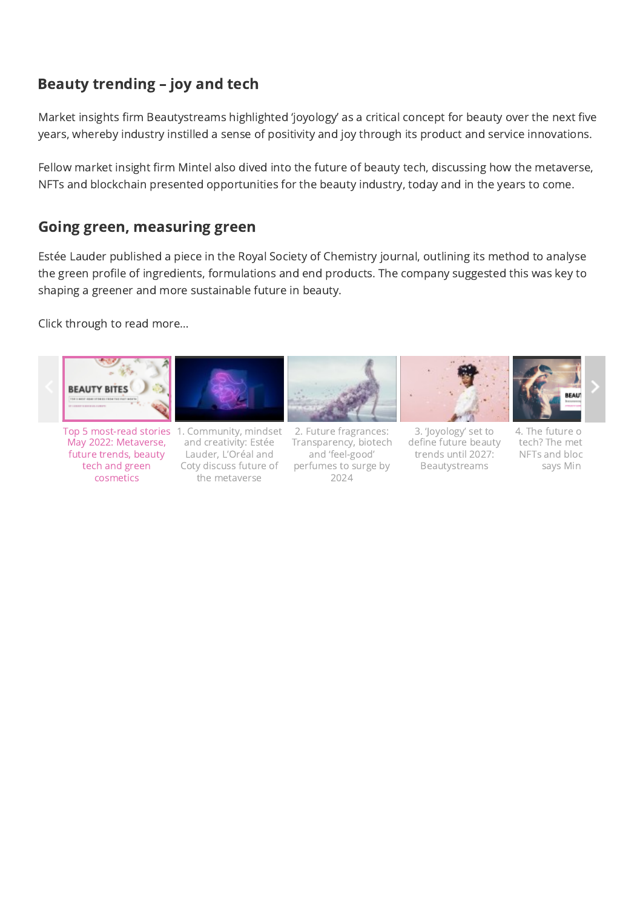## Beauty trending – joy and tech

Market insights firm Beautystreams highlighted 'joyology' as a critical concept for beauty over the next five years, whereby industry instilled a sense of positivity and joy through its product and service innovations.

Fellow market insight firm Mintel also dived into the future of beauty tech, discussing how the metaverse, NFTs and blockchain presented opportunities for the beauty industry, today and in the years to come.

## Going green, measuring green

Estée Lauder published a piece in the Royal Society of Chemistry journal, outlining its method to analyse the green profile of ingredients, formulations and end products. The company suggested this was key to shaping a greener and more sustainable future in beauty.

Click through to read more...

Top 5 most-read stories May 2022: Metaverse, future trends, beauty tech and green cosmetics

1. Community, mindset and creativity: Estée Lauder, L'Oréal and Coty discuss future of the metaverse

2. Future fragrances: Transparency, biotech and 'feel-good' perfumes to surge by 2024

3. 'Joyology' set to define future beauty trends until 2027: Beautystreams

4. The future o tech? The met NFTs and bloc says Min